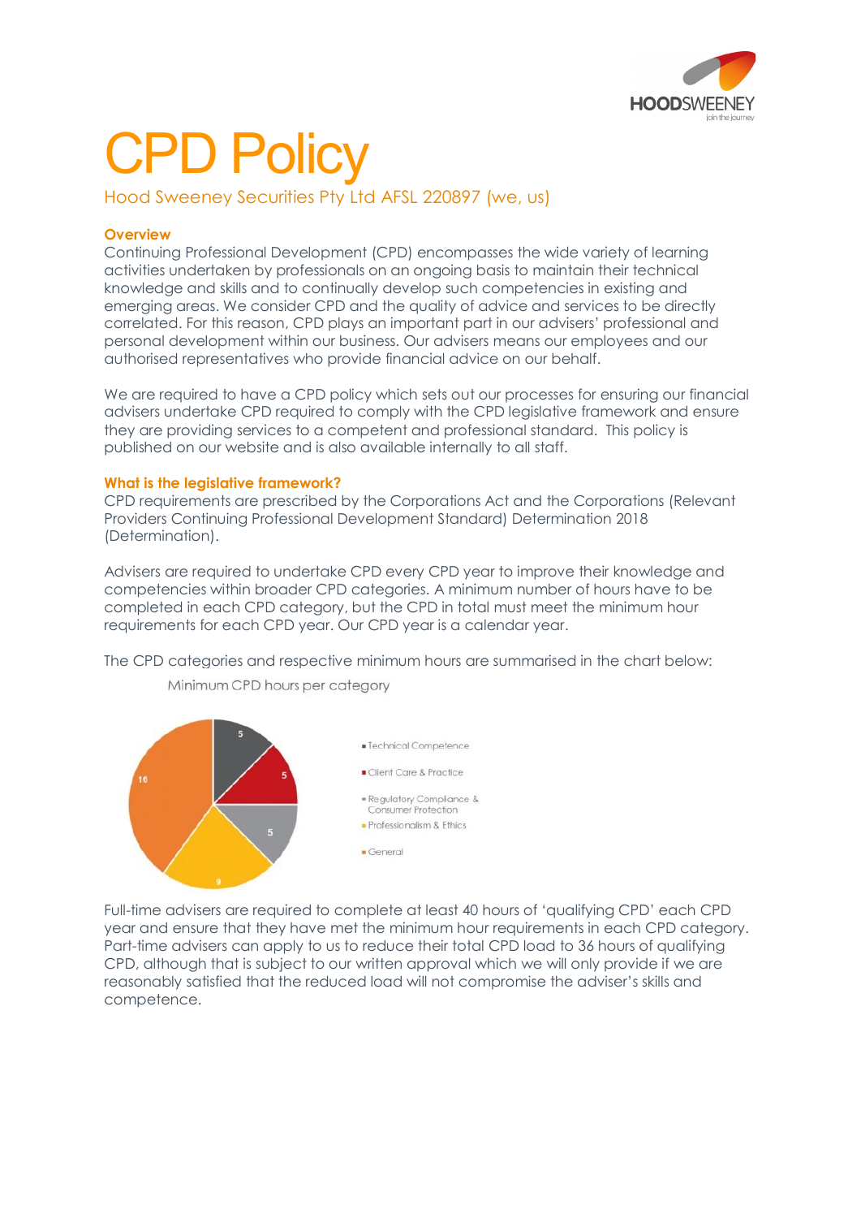# CPD Policy

Hood Sweeney Securities Pty Ltd AFSL 220897 (we, us)

## Overview

Continuing Professional Development (CPD) encompasses the wide variety of learning activities undertaken by professionals on an ongoing basis to maintain their technical knowledge and skills and to continually develop such competencies in existing and emerging areas. We consider CPD and the quality of advice and services to be directly correlated. For this reason, CPD plays an important part in our advisers' professional and personal development within our business. Our advisers means our employees and our authorised representatives who provide financial advice on our behalf.

We are required to have a CPD policy which sets out our processes for ensuring our financial advisers undertake CPD required to comply with the CPD legislative framework and ensure they are providing services to a competent and professional standard. This policy is published on our website and is also available internally to all staff.

## What is the legislative framework?

CPD requirements are prescribed by the Corporations Act and the Corporations (Relevant Providers Continuing Professional Development Standard) Determination 2018 (Determination).

Advisers are required to undertake CPD every CPD year to improve their knowledge and competencies within broader CPD categories. A minimum number of hours have to be completed in each CPD category, but the CPD in total must meet the minimum hour requirements for each CPD year. Our CPD year is a calendar year.

The CPD categories and respective minimum hours are summarised in the chart below:

Minimum CPD hours per category

| Category | Minimum hours |
|---|---|
| Technical Competence | 5 |
| Client Care & Practice | 5 |
| Regulatory Compliance & Consumer Protection | 5 |
| Professionalism & Ethics | 9 |
| General | 16 |

Full-time advisers are required to complete at least 40 hours of 'qualifying CPD' each CPD year and ensure that they have met the minimum hour requirements in each CPD category. Part-time advisers can apply to us to reduce their total CPD load to 36 hours of qualifying CPD, although that is subject to our written approval which we will only provide if we are reasonably satisfied that the reduced load will not compromise the adviser's skills and competence.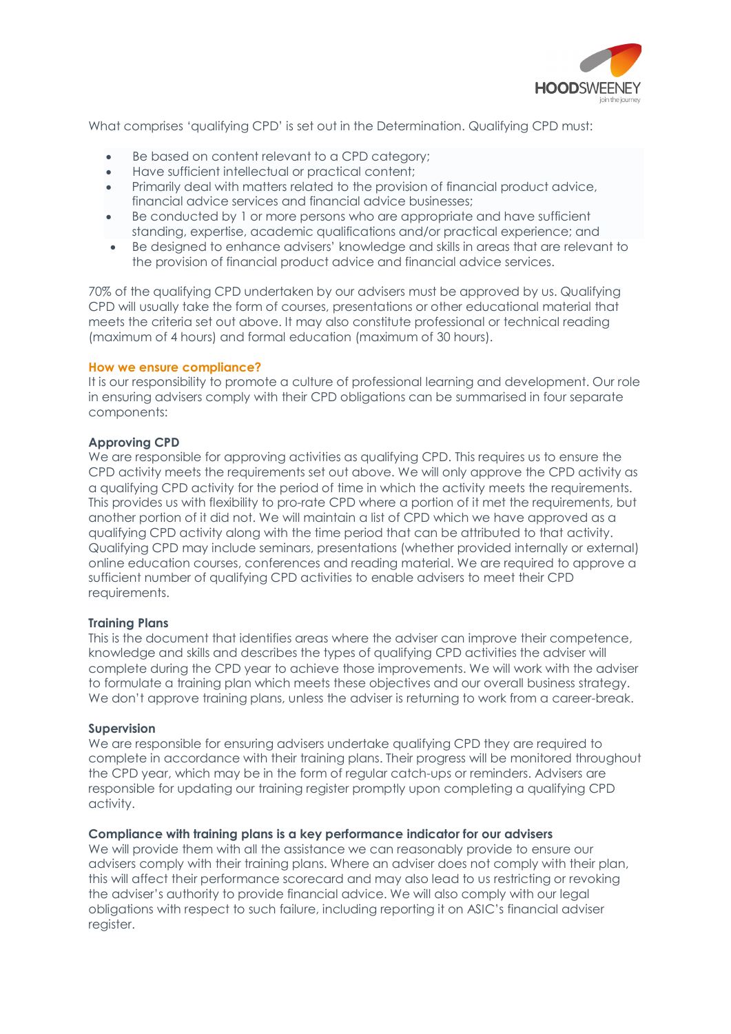What comprises 'qualifying CPD' is set out in the Determination. Qualifying CPD must:

- Be based on content relevant to a CPD category;
- Have sufficient intellectual or practical content;
- Primarily deal with matters related to the provision of financial product advice, financial advice services and financial advice businesses;
- Be conducted by 1 or more persons who are appropriate and have sufficient standing, expertise, academic qualifications and/or practical experience; and
- Be designed to enhance advisers' knowledge and skills in areas that are relevant to the provision of financial product advice and financial advice services.

70% of the qualifying CPD undertaken by our advisers must be approved by us. Qualifying CPD will usually take the form of courses, presentations or other educational material that meets the criteria set out above. It may also constitute professional or technical reading (maximum of 4 hours) and formal education (maximum of 30 hours).

## How we ensure compliance?

It is our responsibility to promote a culture of professional learning and development. Our role in ensuring advisers comply with their CPD obligations can be summarised in four separate components:

### Approving CPD

We are responsible for approving activities as qualifying CPD. This requires us to ensure the CPD activity meets the requirements set out above. We will only approve the CPD activity as a qualifying CPD activity for the period of time in which the activity meets the requirements. This provides us with flexibility to pro-rate CPD where a portion of it met the requirements, but another portion of it did not. We will maintain a list of CPD which we have approved as a qualifying CPD activity along with the time period that can be attributed to that activity. Qualifying CPD may include seminars, presentations (whether provided internally or external) online education courses, conferences and reading material. We are required to approve a sufficient number of qualifying CPD activities to enable advisers to meet their CPD requirements.

### Training Plans

This is the document that identifies areas where the adviser can improve their competence, knowledge and skills and describes the types of qualifying CPD activities the adviser will complete during the CPD year to achieve those improvements. We will work with the adviser to formulate a training plan which meets these objectives and our overall business strategy. We don't approve training plans, unless the adviser is returning to work from a career-break.

### Supervision

We are responsible for ensuring advisers undertake qualifying CPD they are required to complete in accordance with their training plans. Their progress will be monitored throughout the CPD year, which may be in the form of regular catch-ups or reminders. Advisers are responsible for updating our training register promptly upon completing a qualifying CPD activity.

### Compliance with training plans is a key performance indicator for our advisers

We will provide them with all the assistance we can reasonably provide to ensure our advisers comply with their training plans. Where an adviser does not comply with their plan, this will affect their performance scorecard and may also lead to us restricting or revoking the adviser's authority to provide financial advice. We will also comply with our legal obligations with respect to such failure, including reporting it on ASIC's financial adviser register.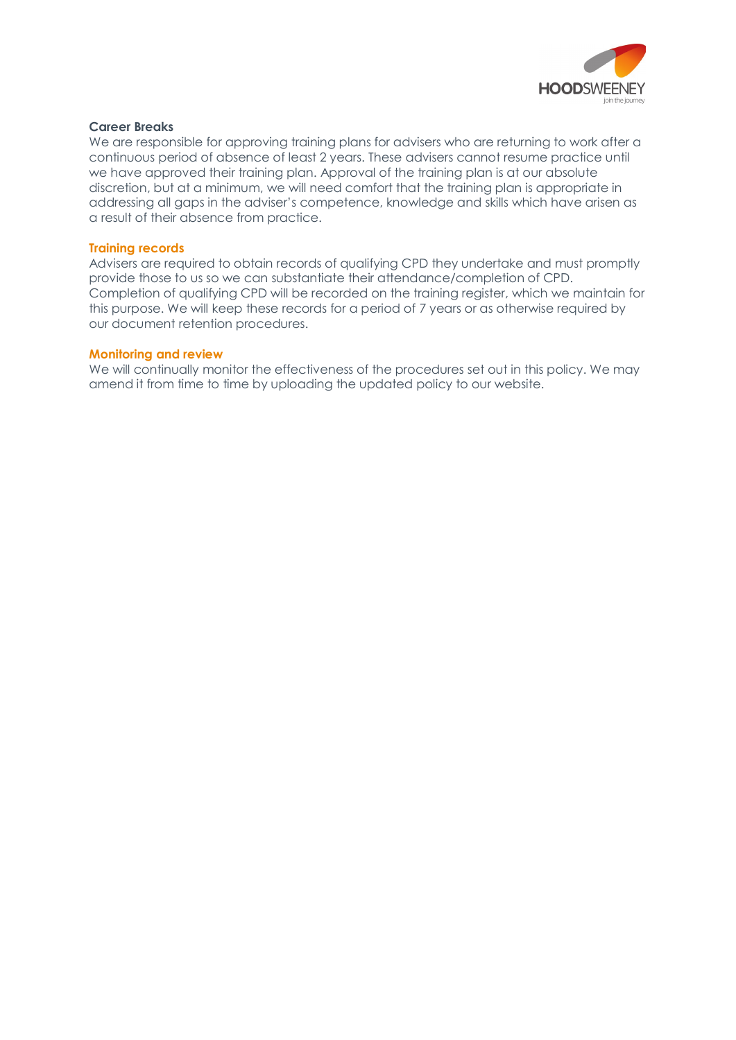### Career Breaks

We are responsible for approving training plans for advisers who are returning to work after a continuous period of absence of least 2 years. These advisers cannot resume practice until we have approved their training plan. Approval of the training plan is at our absolute discretion, but at a minimum, we will need comfort that the training plan is appropriate in addressing all gaps in the adviser's competence, knowledge and skills which have arisen as a result of their absence from practice.

### Training records

Advisers are required to obtain records of qualifying CPD they undertake and must promptly provide those to us so we can substantiate their attendance/completion of CPD. Completion of qualifying CPD will be recorded on the training register, which we maintain for this purpose. We will keep these records for a period of 7 years or as otherwise required by our document retention procedures.

### Monitoring and review

We will continually monitor the effectiveness of the procedures set out in this policy. We may amend it from time to time by uploading the updated policy to our website.